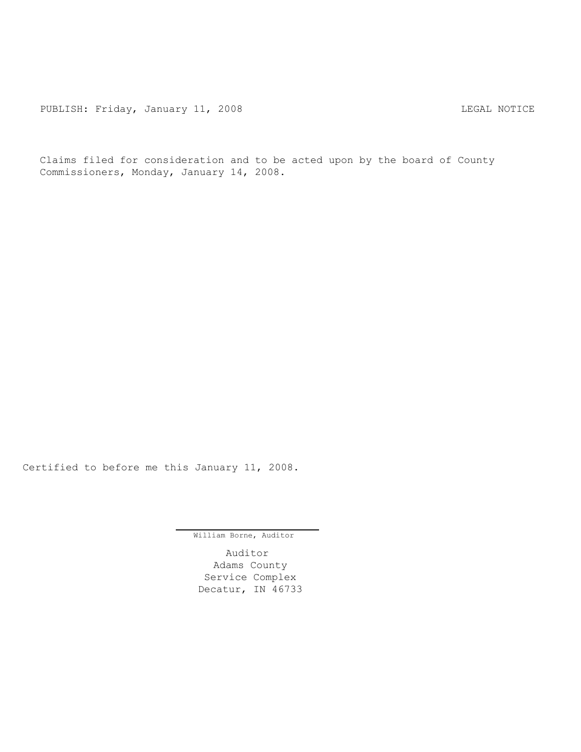PUBLISH: Friday, January 11, 2008 LEGAL NOTICE

Claims filed for consideration and to be acted upon by the board of County Commissioners, Monday, January 14, 2008.

Certified to before me this January 11, 2008.

William Borne, Auditor

Auditor
Adams County
Service Complex
Decatur, IN 46733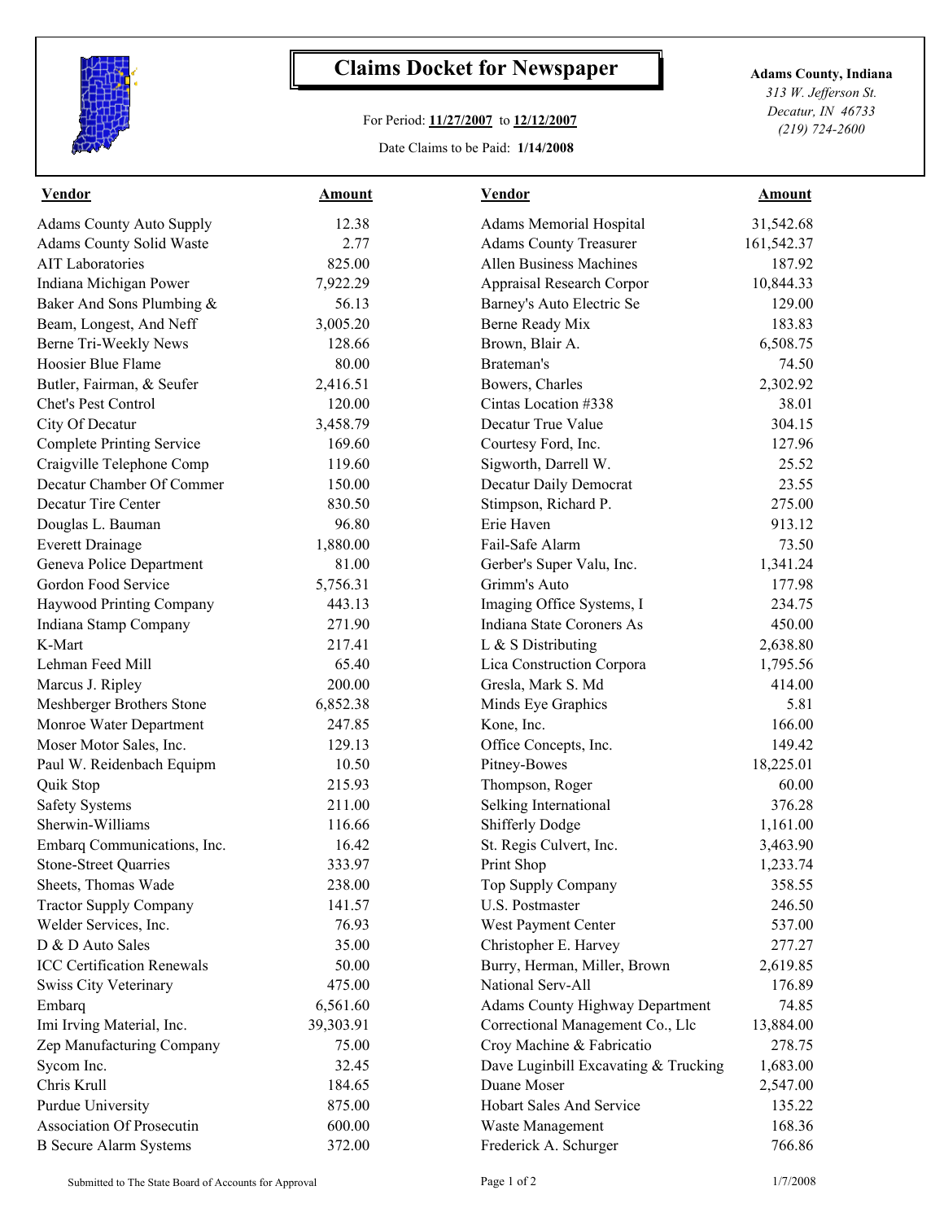# Claims Docket for Newspaper

For Period: **11/27/2007** to **12/12/2007**

Date Claims to be Paid: **1/14/2008**

**Adams County, Indiana**
*313 W. Jefferson St.*
*Decatur, IN 46733*
*(219) 724-2600*

| Vendor | Amount | Vendor | Amount |
|---|---|---|---|
| Adams County Auto Supply | 12.38 | Adams Memorial Hospital | 31,542.68 |
| Adams County Solid Waste | 2.77 | Adams County Treasurer | 161,542.37 |
| AIT Laboratories | 825.00 | Allen Business Machines | 187.92 |
| Indiana Michigan Power | 7,922.29 | Appraisal Research Corpor | 10,844.33 |
| Baker And Sons Plumbing & | 56.13 | Barney's Auto Electric Se | 129.00 |
| Beam, Longest, And Neff | 3,005.20 | Berne Ready Mix | 183.83 |
| Berne Tri-Weekly News | 128.66 | Brown, Blair A. | 6,508.75 |
| Hoosier Blue Flame | 80.00 | Brateman's | 74.50 |
| Butler, Fairman, & Seufer | 2,416.51 | Bowers, Charles | 2,302.92 |
| Chet's Pest Control | 120.00 | Cintas Location #338 | 38.01 |
| City Of Decatur | 3,458.79 | Decatur True Value | 304.15 |
| Complete Printing Service | 169.60 | Courtesy Ford, Inc. | 127.96 |
| Craigville Telephone Comp | 119.60 | Sigworth, Darrell W. | 25.52 |
| Decatur Chamber Of Commer | 150.00 | Decatur Daily Democrat | 23.55 |
| Decatur Tire Center | 830.50 | Stimpson, Richard P. | 275.00 |
| Douglas L. Bauman | 96.80 | Erie Haven | 913.12 |
| Everett Drainage | 1,880.00 | Fail-Safe Alarm | 73.50 |
| Geneva Police Department | 81.00 | Gerber's Super Valu, Inc. | 1,341.24 |
| Gordon Food Service | 5,756.31 | Grimm's Auto | 177.98 |
| Haywood Printing Company | 443.13 | Imaging Office Systems, I | 234.75 |
| Indiana Stamp Company | 271.90 | Indiana State Coroners As | 450.00 |
| K-Mart | 217.41 | L & S Distributing | 2,638.80 |
| Lehman Feed Mill | 65.40 | Lica Construction Corpora | 1,795.56 |
| Marcus J. Ripley | 200.00 | Gresla, Mark S. Md | 414.00 |
| Meshberger Brothers Stone | 6,852.38 | Minds Eye Graphics | 5.81 |
| Monroe Water Department | 247.85 | Kone, Inc. | 166.00 |
| Moser Motor Sales, Inc. | 129.13 | Office Concepts, Inc. | 149.42 |
| Paul W. Reidenbach Equipm | 10.50 | Pitney-Bowes | 18,225.01 |
| Quik Stop | 215.93 | Thompson, Roger | 60.00 |
| Safety Systems | 211.00 | Selking International | 376.28 |
| Sherwin-Williams | 116.66 | Shifferly Dodge | 1,161.00 |
| Embarq Communications, Inc. | 16.42 | St. Regis Culvert, Inc. | 3,463.90 |
| Stone-Street Quarries | 333.97 | Print Shop | 1,233.74 |
| Sheets, Thomas Wade | 238.00 | Top Supply Company | 358.55 |
| Tractor Supply Company | 141.57 | U.S. Postmaster | 246.50 |
| Welder Services, Inc. | 76.93 | West Payment Center | 537.00 |
| D & D Auto Sales | 35.00 | Christopher E. Harvey | 277.27 |
| ICC Certification Renewals | 50.00 | Burry, Herman, Miller, Brown | 2,619.85 |
| Swiss City Veterinary | 475.00 | National Serv-All | 176.89 |
| Embarq | 6,561.60 | Adams County Highway Department | 74.85 |
| Imi Irving Material, Inc. | 39,303.91 | Correctional Management Co., Llc | 13,884.00 |
| Zep Manufacturing Company | 75.00 | Croy Machine & Fabricatio | 278.75 |
| Sycom Inc. | 32.45 | Dave Luginbill Excavating & Trucking | 1,683.00 |
| Chris Krull | 184.65 | Duane Moser | 2,547.00 |
| Purdue University | 875.00 | Hobart Sales And Service | 135.22 |
| Association Of Prosecutin | 600.00 | Waste Management | 168.36 |
| B Secure Alarm Systems | 372.00 | Frederick A. Schurger | 766.86 |

Submitted to The State Board of Accounts for Approval

1/7/2008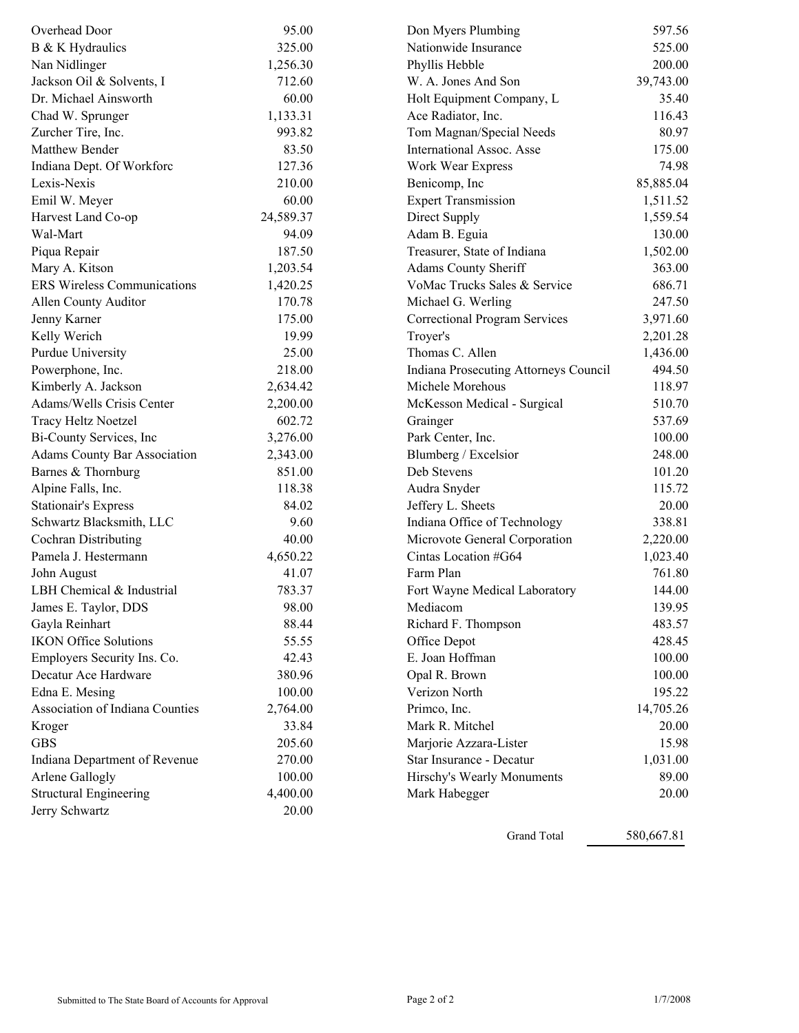| | | | |
|---|---|---|---|
| Overhead Door | 95.00 | Don Myers Plumbing | 597.56 |
| B & K Hydraulics | 325.00 | Nationwide Insurance | 525.00 |
| Nan Nidlinger | 1,256.30 | Phyllis Hebble | 200.00 |
| Jackson Oil & Solvents, I | 712.60 | W. A. Jones And Son | 39,743.00 |
| Dr. Michael Ainsworth | 60.00 | Holt Equipment Company, L | 35.40 |
| Chad W. Sprunger | 1,133.31 | Ace Radiator, Inc. | 116.43 |
| Zurcher Tire, Inc. | 993.82 | Tom Magnan/Special Needs | 80.97 |
| Matthew Bender | 83.50 | International Assoc. Asse | 175.00 |
| Indiana Dept. Of Workforc | 127.36 | Work Wear Express | 74.98 |
| Lexis-Nexis | 210.00 | Benicomp, Inc | 85,885.04 |
| Emil W. Meyer | 60.00 | Expert Transmission | 1,511.52 |
| Harvest Land Co-op | 24,589.37 | Direct Supply | 1,559.54 |
| Wal-Mart | 94.09 | Adam B. Eguia | 130.00 |
| Piqua Repair | 187.50 | Treasurer, State of Indiana | 1,502.00 |
| Mary A. Kitson | 1,203.54 | Adams County Sheriff | 363.00 |
| ERS Wireless Communications | 1,420.25 | VoMac Trucks Sales & Service | 686.71 |
| Allen County Auditor | 170.78 | Michael G. Werling | 247.50 |
| Jenny Karner | 175.00 | Correctional Program Services | 3,971.60 |
| Kelly Werich | 19.99 | Troyer's | 2,201.28 |
| Purdue University | 25.00 | Thomas C. Allen | 1,436.00 |
| Powerphone, Inc. | 218.00 | Indiana Prosecuting Attorneys Council | 494.50 |
| Kimberly A. Jackson | 2,634.42 | Michele Morehous | 118.97 |
| Adams/Wells Crisis Center | 2,200.00 | McKesson Medical - Surgical | 510.70 |
| Tracy Heltz Noetzel | 602.72 | Grainger | 537.69 |
| Bi-County Services, Inc | 3,276.00 | Park Center, Inc. | 100.00 |
| Adams County Bar Association | 2,343.00 | Blumberg / Excelsior | 248.00 |
| Barnes & Thornburg | 851.00 | Deb Stevens | 101.20 |
| Alpine Falls, Inc. | 118.38 | Audra Snyder | 115.72 |
| Stationair's Express | 84.02 | Jeffery L. Sheets | 20.00 |
| Schwartz Blacksmith, LLC | 9.60 | Indiana Office of Technology | 338.81 |
| Cochran Distributing | 40.00 | Microvote General Corporation | 2,220.00 |
| Pamela J. Hestermann | 4,650.22 | Cintas Location #G64 | 1,023.40 |
| John August | 41.07 | Farm Plan | 761.80 |
| LBH Chemical & Industrial | 783.37 | Fort Wayne Medical Laboratory | 144.00 |
| James E. Taylor, DDS | 98.00 | Mediacom | 139.95 |
| Gayla Reinhart | 88.44 | Richard F. Thompson | 483.57 |
| IKON Office Solutions | 55.55 | Office Depot | 428.45 |
| Employers Security Ins. Co. | 42.43 | E. Joan Hoffman | 100.00 |
| Decatur Ace Hardware | 380.96 | Opal R. Brown | 100.00 |
| Edna E. Mesing | 100.00 | Verizon North | 195.22 |
| Association of Indiana Counties | 2,764.00 | Primco, Inc. | 14,705.26 |
| Kroger | 33.84 | Mark R. Mitchel | 20.00 |
| GBS | 205.60 | Marjorie Azzara-Lister | 15.98 |
| Indiana Department of Revenue | 270.00 | Star Insurance - Decatur | 1,031.00 |
| Arlene Gallogly | 100.00 | Hirschy's Wearly Monuments | 89.00 |
| Structural Engineering | 4,400.00 | Mark Habegger | 20.00 |
| Jerry Schwartz | 20.00 | | |
| | | Grand Total | 580,667.81 |

Submitted to The State Board of Accounts for Approval

1/7/2008